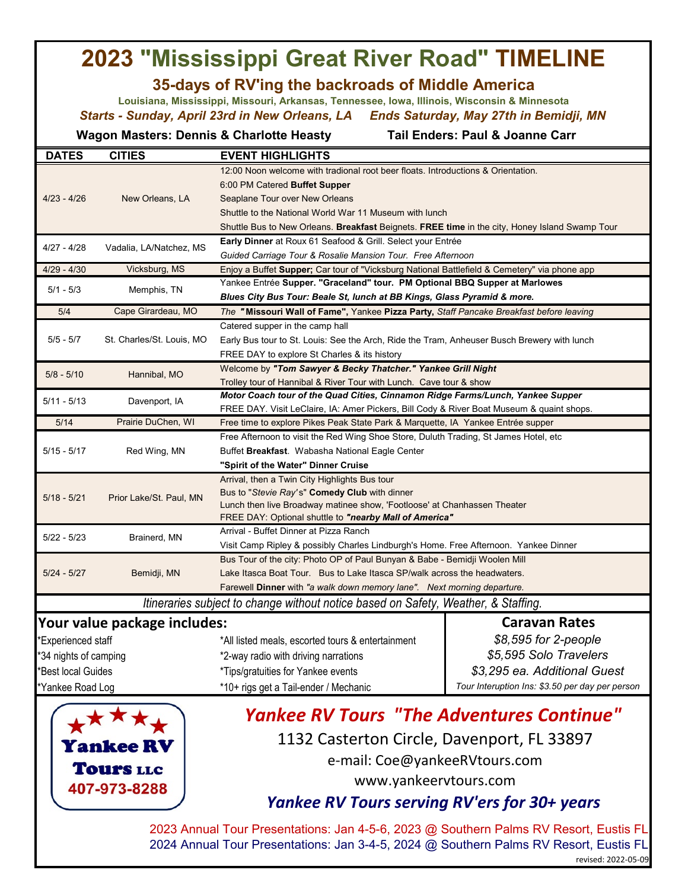# 2023 "Mississippi Great River Road" TIMELINE

## 35-days of RV'ing the backroads of Middle America

**Louisiana, Mississippi, Missouri, Arkansas, Tennessee, Iowa, Illinois, Wisconsin & Minnesota**

***Starts - Sunday, April 23rd in New Orleans, LA    Ends Saturday, May 27th in Bemidji, MN***

**Wagon Masters: Dennis & Charlotte Heasty    Tail Enders: Paul & Joanne Carr**

| DATES | CITIES | EVENT HIGHLIGHTS |
|---|---|---|
| 4/23 - 4/26 | New Orleans, LA | 12:00 Noon welcome with tradional root beer floats. Introductions & Orientation.<br>6:00 PM Catered **Buffet Supper**<br>Seaplane Tour over New Orleans<br>Shuttle to the National World War 11 Museum with lunch<br>Shuttle Bus to New Orleans. **Breakfast** Beignets. **FREE time** in the city, Honey Island Swamp Tour |
| 4/27 - 4/28 | Vadalia, LA/Natchez, MS | **Early Dinner** at Roux 61 Seafood & Grill. Select your Entrée<br>*Guided Carriage Tour & Rosalie Mansion Tour. Free Afternoon* |
| 4/29 - 4/30 | Vicksburg, MS | Enjoy a Buffet **Supper;** Car tour of "Vicksburg National Battlefield & Cemetery" via phone app |
| 5/1 - 5/3 | Memphis, TN | Yankee Entrée **Supper. "Graceland" tour. PM Optional BBQ Supper at Marlowes**<br>***Blues City Bus Tour: Beale St, lunch at BB Kings, Glass Pyramid & more.*** |
| 5/4 | Cape Girardeau, MO | *The* **"Missouri Wall of Fame",** Yankee **Pizza Party,** *Staff Pancake Breakfast before leaving* |
| 5/5 - 5/7 | St. Charles/St. Louis, MO | Catered supper in the camp hall<br>Early Bus tour to St. Louis: See the Arch, Ride the Tram, Anheuser Busch Brewery with lunch<br>FREE DAY to explore St Charles & its history |
| 5/8 - 5/10 | Hannibal, MO | Welcome by ***"Tom Sawyer & Becky Thatcher." Yankee Grill Night***<br>Trolley tour of Hannibal & River Tour with Lunch. Cave tour & show |
| 5/11 - 5/13 | Davenport, IA | ***Motor Coach tour of the Quad Cities, Cinnamon Ridge Farms/Lunch, Yankee Supper***<br>FREE DAY. Visit LeClaire, IA: Amer Pickers, Bill Cody & River Boat Museum & quaint shops. |
| 5/14 | Prairie DuChen, WI | Free time to explore Pikes Peak State Park & Marquette, IA Yankee Entrée supper |
| 5/15 - 5/17 | Red Wing, MN | Free Afternoon to visit the Red Wing Shoe Store, Duluth Trading, St James Hotel, etc<br>Buffet **Breakfast**. Wabasha National Eagle Center<br>**"Spirit of the Water" Dinner Cruise** |
| 5/18 - 5/21 | Prior Lake/St. Paul, MN | Arrival, then a Twin City Highlights Bus tour<br>Bus to "*Stevie Ray*'s" **Comedy Club** with dinner<br>Lunch then live Broadway matinee show, 'Footloose' at Chanhassen Theater<br>FREE DAY: Optional shuttle to ***"nearby Mall of America"*** |
| 5/22 - 5/23 | Brainerd, MN | Arrival - Buffet Dinner at Pizza Ranch<br>Visit Camp Ripley & possibly Charles Lindburgh's Home. Free Afternoon. Yankee Dinner |
| 5/24 - 5/27 | Bemidji, MN | Bus Tour of the city: Photo OP of Paul Bunyan & Babe - Bemidji Woolen Mill<br>Lake Itasca Boat Tour. Bus to Lake Itasca SP/walk across the headwaters.<br>Farewell **Dinner** with *"a walk down memory lane". Next morning departure.* |

*Itineraries subject to change without notice based on Safety, Weather, & Staffing.*

## Your value package includes:

- *Experienced staff
- *34 nights of camping
- *Best local Guides
- *Yankee Road Log
- *All listed meals, escorted tours & entertainment
- *2-way radio with driving narrations
- *Tips/gratuities for Yankee events
- *10+ rigs get a Tail-ender / Mechanic

## Caravan Rates

*$8,595 for 2-people*

*$5,595 Solo Travelers*

*$3,295 ea. Additional Guest*

*Tour Interuption Ins: $3.50 per day per person*

Yankee RV Tours LLC
407-973-8288

## *Yankee RV Tours "The Adventures Continue"*

1132 Casterton Circle, Davenport, FL 33897

e-mail: Coe@yankeeRVtours.com

www.yankeervtours.com

***Yankee RV Tours serving RV'ers for 30+ years***

2023 Annual Tour Presentations: Jan 4-5-6, 2023 @ Southern Palms RV Resort, Eustis FL

2024 Annual Tour Presentations: Jan 3-4-5, 2024 @ Southern Palms RV Resort, Eustis FL

revised: 2022-05-09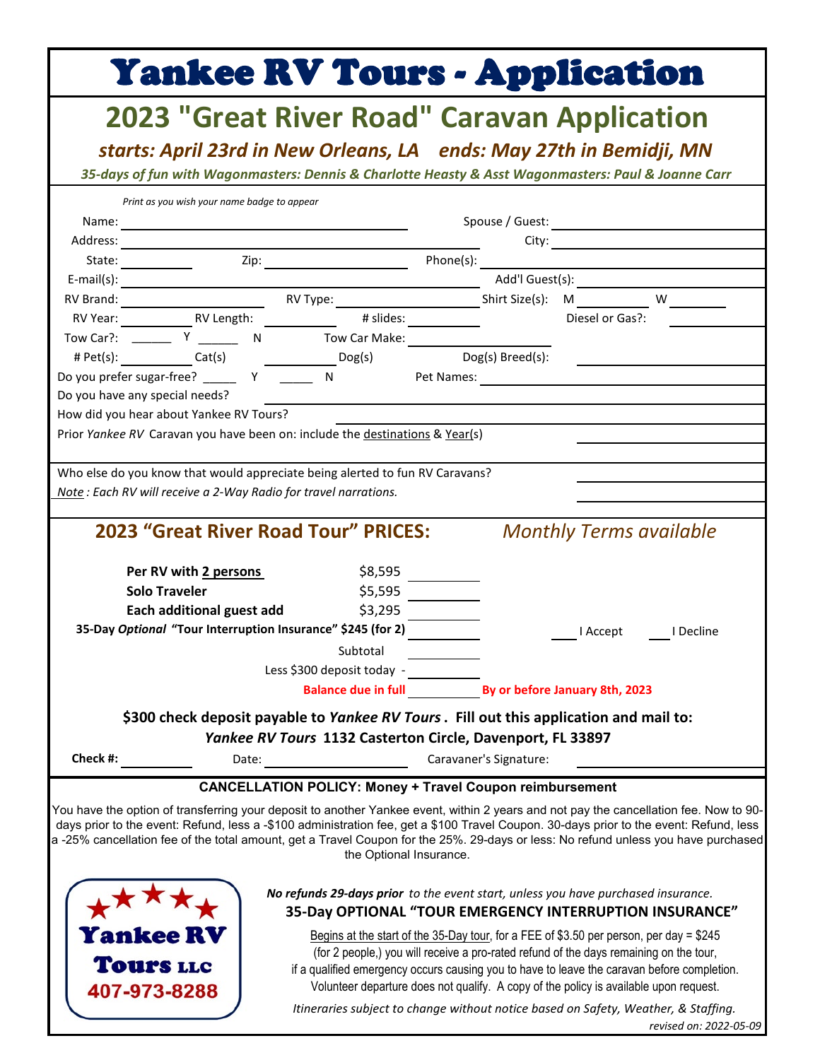# Yankee RV Tours - Application

## 2023 "Great River Road" Caravan Application

***starts: April 23rd in New Orleans, LA    ends: May 27th in Bemidji, MN***

***35-days of fun with Wagonmasters: Dennis & Charlotte Heasty & Asst Wagonmasters: Paul & Joanne Carr***

*Print as you wish your name badge to appear*

Name: ______________________ Spouse / Guest: ______________________

Address: ______________________ City: ______________________

State: ________ Zip: ________ Phone(s): ______________________

E-mail(s): ______________________ Add'l Guest(s): ______________________

RV Brand: ________ RV Type: ________ Shirt Size(s): M ________ W ________

RV Year: ________ RV Length: ________ # slides: ________ Diesel or Gas?: ________

Tow Car?: ______ Y ______ N Tow Car Make: ________

# Pet(s): ________ Cat(s) ________ Dog(s) Dog(s) Breed(s): ________

Do you prefer sugar-free? _____ Y _____ N Pet Names: ______________________

Do you have any special needs? ______________________

How did you hear about Yankee RV Tours? ______________________

Prior *Yankee RV* Caravan you have been on: include the destinations & Year(s) ______________________

Who else do you know that would appreciate being alerted to fun RV Caravans? ______________________

*Note : Each RV will receive a 2-Way Radio for travel narrations.*

## 2023 "Great River Road Tour" PRICES:    *Monthly Terms available*

| | | |
|---|---|---|
| **Per RV with 2 persons** | $8,595 | ________ |
| **Solo Traveler** | $5,595 | ________ |
| **Each additional guest add** | $3,295 | ________ |
| **35-Day *Optional* "Tour Interruption Insurance" $245 (for 2)** | | ________ ____ I Accept ____ I Decline |
| | Subtotal | ________ |
| | Less $300 deposit today - | ________ |
| | **Balance due in full** | ________ **By or before January 8th, 2023** |

**$300 check deposit payable to *Yankee RV Tours* . Fill out this application and mail to:**

***Yankee RV Tours* 1132 Casterton Circle, Davenport, FL 33897**

**Check #:** ________ Date: ________ Caravaner's Signature: ________

**CANCELLATION POLICY: Money + Travel Coupon reimbursement**

You have the option of transferring your deposit to another Yankee event, within 2 years and not pay the cancellation fee. Now to 90-days prior to the event: Refund, less a -$100 administration fee, get a $100 Travel Coupon. 30-days prior to the event: Refund, less a -25% cancellation fee of the total amount, get a Travel Coupon for the 25%. 29-days or less: No refund unless you have purchased the Optional Insurance.

Yankee RV Tours LLC
407-973-8288

***No refunds 29-days prior** to the event start, unless you have purchased insurance.*

**35-Day OPTIONAL "TOUR EMERGENCY INTERRUPTION INSURANCE"**

Begins at the start of the 35-Day tour, for a FEE of $3.50 per person, per day = $245 (for 2 people,) you will receive a pro-rated refund of the days remaining on the tour, if a qualified emergency occurs causing you to have to leave the caravan before completion. Volunteer departure does not qualify. A copy of the policy is available upon request.

*Itineraries subject to change without notice based on Safety, Weather, & Staffing.*

*revised on: 2022-05-09*